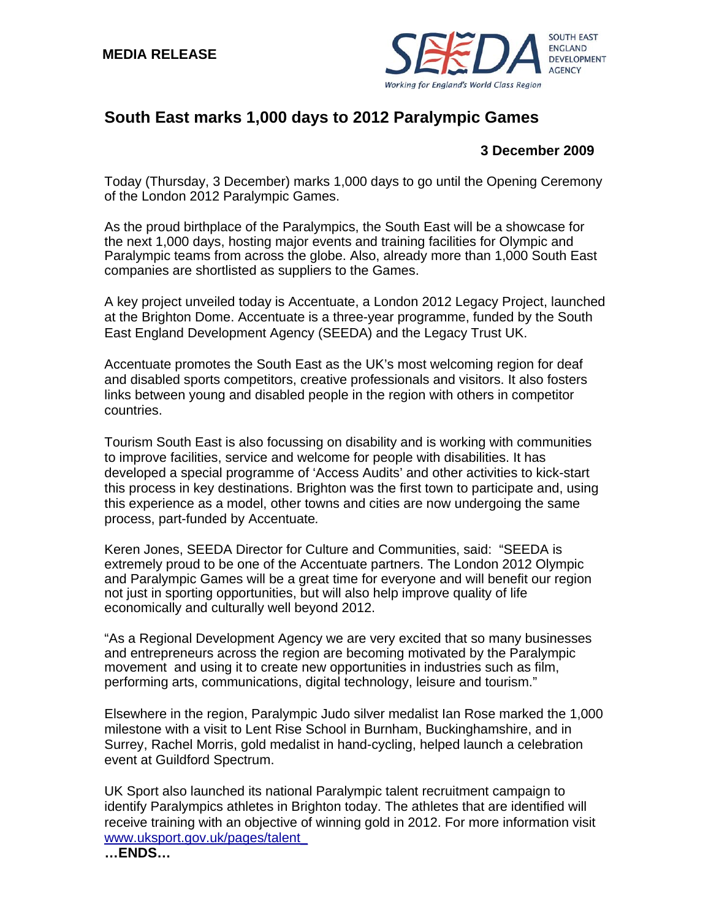**MEDIA RELEASE**

SEEDA SOUTH EAST ENGLAND DEVELOPMENT AGENCY
*Working for England's World Class Region*

# South East marks 1,000 days to 2012 Paralympic Games

**3 December 2009**

Today (Thursday, 3 December) marks 1,000 days to go until the Opening Ceremony of the London 2012 Paralympic Games.

As the proud birthplace of the Paralympics, the South East will be a showcase for the next 1,000 days, hosting major events and training facilities for Olympic and Paralympic teams from across the globe. Also, already more than 1,000 South East companies are shortlisted as suppliers to the Games.

A key project unveiled today is Accentuate, a London 2012 Legacy Project, launched at the Brighton Dome. Accentuate is a three-year programme, funded by the South East England Development Agency (SEEDA) and the Legacy Trust UK.

Accentuate promotes the South East as the UK's most welcoming region for deaf and disabled sports competitors, creative professionals and visitors. It also fosters links between young and disabled people in the region with others in competitor countries.

Tourism South East is also focussing on disability and is working with communities to improve facilities, service and welcome for people with disabilities. It has developed a special programme of 'Access Audits' and other activities to kick-start this process in key destinations. Brighton was the first town to participate and, using this experience as a model, other towns and cities are now undergoing the same process, part-funded by Accentuate*.*

Keren Jones, SEEDA Director for Culture and Communities, said: "SEEDA is extremely proud to be one of the Accentuate partners. The London 2012 Olympic and Paralympic Games will be a great time for everyone and will benefit our region not just in sporting opportunities, but will also help improve quality of life economically and culturally well beyond 2012.

"As a Regional Development Agency we are very excited that so many businesses and entrepreneurs across the region are becoming motivated by the Paralympic movement and using it to create new opportunities in industries such as film, performing arts, communications, digital technology, leisure and tourism."

Elsewhere in the region, Paralympic Judo silver medalist Ian Rose marked the 1,000 milestone with a visit to Lent Rise School in Burnham, Buckinghamshire, and in Surrey, Rachel Morris, gold medalist in hand-cycling, helped launch a celebration event at Guildford Spectrum.

UK Sport also launched its national Paralympic talent recruitment campaign to identify Paralympics athletes in Brighton today. The athletes that are identified will receive training with an objective of winning gold in 2012. For more information visit www.uksport.gov.uk/pages/talent_

**…ENDS…**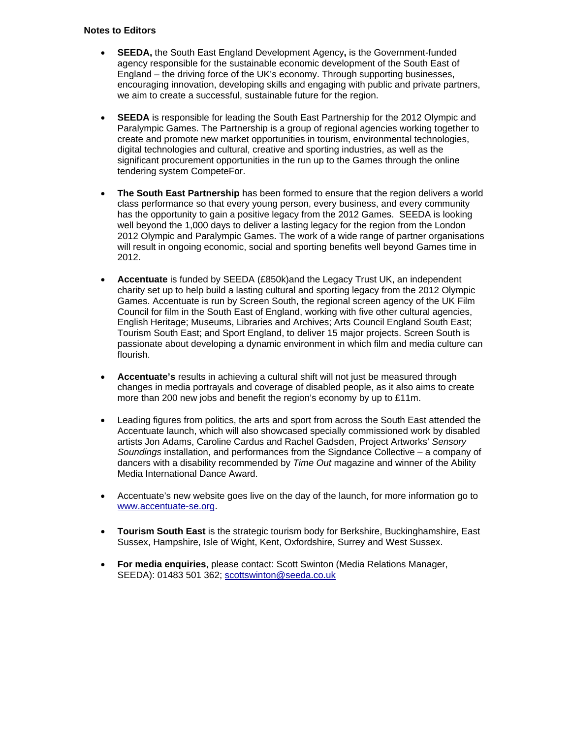**Notes to Editors**

- **SEEDA,** the South East England Development Agency**,** is the Government-funded agency responsible for the sustainable economic development of the South East of England – the driving force of the UK's economy. Through supporting businesses, encouraging innovation, developing skills and engaging with public and private partners, we aim to create a successful, sustainable future for the region.

- **SEEDA** is responsible for leading the South East Partnership for the 2012 Olympic and Paralympic Games. The Partnership is a group of regional agencies working together to create and promote new market opportunities in tourism, environmental technologies, digital technologies and cultural, creative and sporting industries, as well as the significant procurement opportunities in the run up to the Games through the online tendering system CompeteFor.

- **The South East Partnership** has been formed to ensure that the region delivers a world class performance so that every young person, every business, and every community has the opportunity to gain a positive legacy from the 2012 Games. SEEDA is looking well beyond the 1,000 days to deliver a lasting legacy for the region from the London 2012 Olympic and Paralympic Games. The work of a wide range of partner organisations will result in ongoing economic, social and sporting benefits well beyond Games time in 2012.

- **Accentuate** is funded by SEEDA (£850k)and the Legacy Trust UK, an independent charity set up to help build a lasting cultural and sporting legacy from the 2012 Olympic Games. Accentuate is run by Screen South, the regional screen agency of the UK Film Council for film in the South East of England, working with five other cultural agencies, English Heritage; Museums, Libraries and Archives; Arts Council England South East; Tourism South East; and Sport England, to deliver 15 major projects. Screen South is passionate about developing a dynamic environment in which film and media culture can flourish.

- **Accentuate's** results in achieving a cultural shift will not just be measured through changes in media portrayals and coverage of disabled people, as it also aims to create more than 200 new jobs and benefit the region's economy by up to £11m.

- Leading figures from politics, the arts and sport from across the South East attended the Accentuate launch, which will also showcased specially commissioned work by disabled artists Jon Adams, Caroline Cardus and Rachel Gadsden, Project Artworks' *Sensory Soundings* installation, and performances from the Signdance Collective – a company of dancers with a disability recommended by *Time Out* magazine and winner of the Ability Media International Dance Award.

- Accentuate's new website goes live on the day of the launch, for more information go to [www.accentuate-se.org](www.accentuate-se.org).

- **Tourism South East** is the strategic tourism body for Berkshire, Buckinghamshire, East Sussex, Hampshire, Isle of Wight, Kent, Oxfordshire, Surrey and West Sussex.

- **For media enquiries**, please contact: Scott Swinton (Media Relations Manager, SEEDA): 01483 501 362; [scottswinton@seeda.co.uk](mailto:scottswinton@seeda.co.uk)